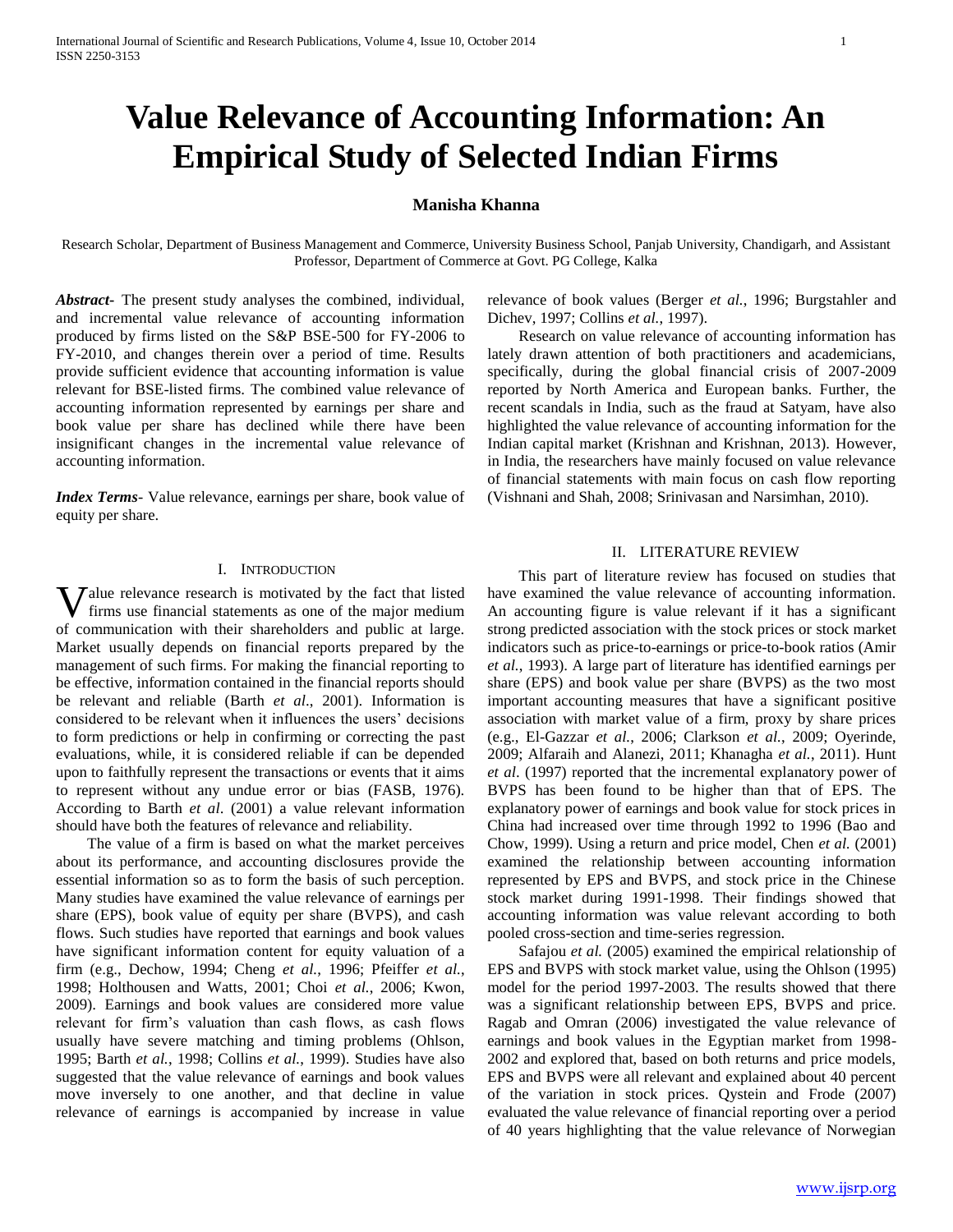# Value Relevance of Accounting Information: An Empirical Study of Selected Indian Firms

**Manisha Khanna**

Research Scholar, Department of Business Management and Commerce, University Business School, Panjab University, Chandigarh, and Assistant Professor, Department of Commerce at Govt. PG College, Kalka

***Abstract-*** The present study analyses the combined, individual, and incremental value relevance of accounting information produced by firms listed on the S&P BSE-500 for FY-2006 to FY-2010, and changes therein over a period of time. Results provide sufficient evidence that accounting information is value relevant for BSE-listed firms. The combined value relevance of accounting information represented by earnings per share and book value per share has declined while there have been insignificant changes in the incremental value relevance of accounting information.

***Index Terms-*** Value relevance, earnings per share, book value of equity per share.

## I. Introduction

Value relevance research is motivated by the fact that listed firms use financial statements as one of the major medium of communication with their shareholders and public at large. Market usually depends on financial reports prepared by the management of such firms. For making the financial reporting to be effective, information contained in the financial reports should be relevant and reliable (Barth *et al*., 2001). Information is considered to be relevant when it influences the users' decisions to form predictions or help in confirming or correcting the past evaluations, while, it is considered reliable if can be depended upon to faithfully represent the transactions or events that it aims to represent without any undue error or bias (FASB, 1976). According to Barth *et al*. (2001) a value relevant information should have both the features of relevance and reliability.

The value of a firm is based on what the market perceives about its performance, and accounting disclosures provide the essential information so as to form the basis of such perception. Many studies have examined the value relevance of earnings per share (EPS), book value of equity per share (BVPS), and cash flows. Such studies have reported that earnings and book values have significant information content for equity valuation of a firm (e.g., Dechow, 1994; Cheng *et al.*, 1996; Pfeiffer *et al.*, 1998; Holthousen and Watts, 2001; Choi *et al.*, 2006; Kwon, 2009). Earnings and book values are considered more value relevant for firm's valuation than cash flows, as cash flows usually have severe matching and timing problems (Ohlson, 1995; Barth *et al.*, 1998; Collins *et al.*, 1999). Studies have also suggested that the value relevance of earnings and book values move inversely to one another, and that decline in value relevance of earnings is accompanied by increase in value relevance of book values (Berger *et al.*, 1996; Burgstahler and Dichev, 1997; Collins *et al.*, 1997).

Research on value relevance of accounting information has lately drawn attention of both practitioners and academicians, specifically, during the global financial crisis of 2007-2009 reported by North America and European banks. Further, the recent scandals in India, such as the fraud at Satyam, have also highlighted the value relevance of accounting information for the Indian capital market (Krishnan and Krishnan, 2013). However, in India, the researchers have mainly focused on value relevance of financial statements with main focus on cash flow reporting (Vishnani and Shah, 2008; Srinivasan and Narsimhan, 2010).

## II. Literature Review

This part of literature review has focused on studies that have examined the value relevance of accounting information. An accounting figure is value relevant if it has a significant strong predicted association with the stock prices or stock market indicators such as price-to-earnings or price-to-book ratios (Amir *et al.*, 1993). A large part of literature has identified earnings per share (EPS) and book value per share (BVPS) as the two most important accounting measures that have a significant positive association with market value of a firm, proxy by share prices (e.g., El-Gazzar *et al.*, 2006; Clarkson *et al.*, 2009; Oyerinde, 2009; Alfaraih and Alanezi, 2011; Khanagha *et al.*, 2011). Hunt *et al*. (1997) reported that the incremental explanatory power of BVPS has been found to be higher than that of EPS. The explanatory power of earnings and book value for stock prices in China had increased over time through 1992 to 1996 (Bao and Chow, 1999). Using a return and price model, Chen *et al.* (2001) examined the relationship between accounting information represented by EPS and BVPS, and stock price in the Chinese stock market during 1991-1998. Their findings showed that accounting information was value relevant according to both pooled cross-section and time-series regression.

Safajou *et al.* (2005) examined the empirical relationship of EPS and BVPS with stock market value, using the Ohlson (1995) model for the period 1997-2003. The results showed that there was a significant relationship between EPS, BVPS and price. Ragab and Omran (2006) investigated the value relevance of earnings and book values in the Egyptian market from 1998-2002 and explored that, based on both returns and price models, EPS and BVPS were all relevant and explained about 40 percent of the variation in stock prices. Qystein and Frode (2007) evaluated the value relevance of financial reporting over a period of 40 years highlighting that the value relevance of Norwegian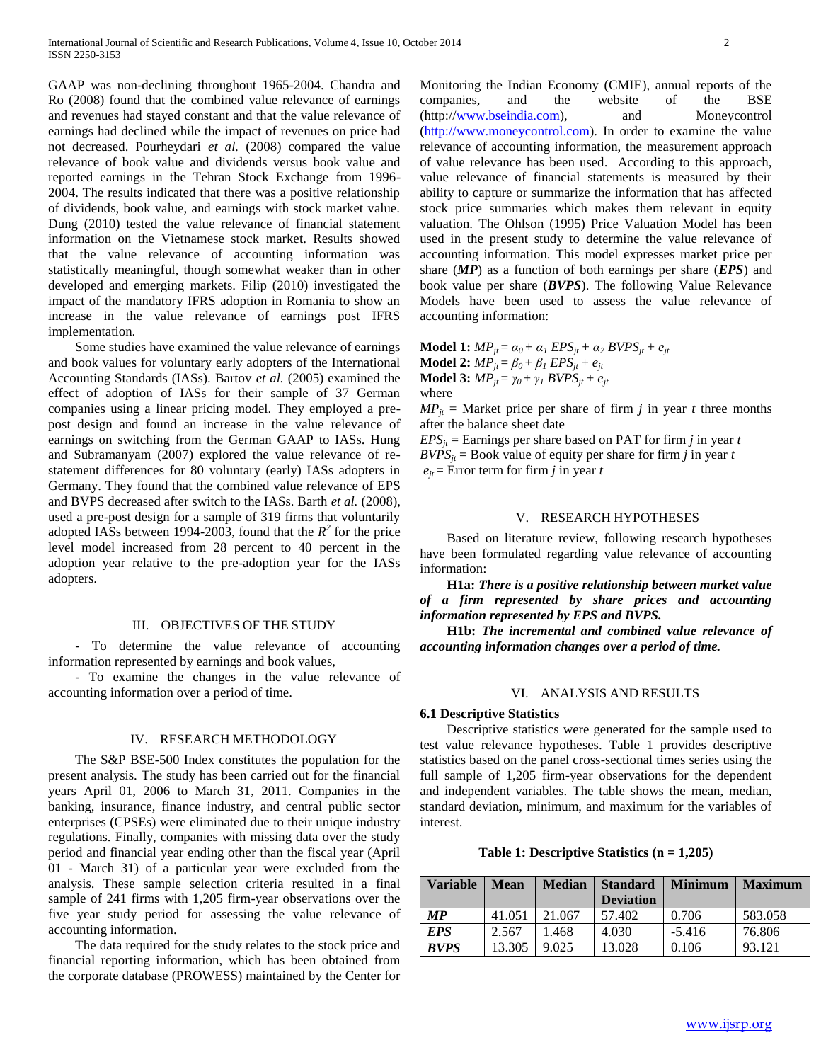GAAP was non-declining throughout 1965-2004. Chandra and Ro (2008) found that the combined value relevance of earnings and revenues had stayed constant and that the value relevance of earnings had declined while the impact of revenues on price had not decreased. Pourheydari *et al.* (2008) compared the value relevance of book value and dividends versus book value and reported earnings in the Tehran Stock Exchange from 1996-2004. The results indicated that there was a positive relationship of dividends, book value, and earnings with stock market value. Dung (2010) tested the value relevance of financial statement information on the Vietnamese stock market. Results showed that the value relevance of accounting information was statistically meaningful, though somewhat weaker than in other developed and emerging markets. Filip (2010) investigated the impact of the mandatory IFRS adoption in Romania to show an increase in the value relevance of earnings post IFRS implementation.

Some studies have examined the value relevance of earnings and book values for voluntary early adopters of the International Accounting Standards (IASs). Bartov *et al.* (2005) examined the effect of adoption of IASs for their sample of 37 German companies using a linear pricing model. They employed a pre-post design and found an increase in the value relevance of earnings on switching from the German GAAP to IASs. Hung and Subramanyam (2007) explored the value relevance of re-statement differences for 80 voluntary (early) IASs adopters in Germany. They found that the combined value relevance of EPS and BVPS decreased after switch to the IASs. Barth *et al.* (2008), used a pre-post design for a sample of 319 firms that voluntarily adopted IASs between 1994-2003, found that the $R^2$ for the price level model increased from 28 percent to 40 percent in the adoption year relative to the pre-adoption year for the IASs adopters.

## III. OBJECTIVES OF THE STUDY

- To determine the value relevance of accounting information represented by earnings and book values,
- To examine the changes in the value relevance of accounting information over a period of time.

## IV. RESEARCH METHODOLOGY

The S&P BSE-500 Index constitutes the population for the present analysis. The study has been carried out for the financial years April 01, 2006 to March 31, 2011. Companies in the banking, insurance, finance industry, and central public sector enterprises (CPSEs) were eliminated due to their unique industry regulations. Finally, companies with missing data over the study period and financial year ending other than the fiscal year (April 01 - March 31) of a particular year were excluded from the analysis. These sample selection criteria resulted in a final sample of 241 firms with 1,205 firm-year observations over the five year study period for assessing the value relevance of accounting information.

The data required for the study relates to the stock price and financial reporting information, which has been obtained from the corporate database (PROWESS) maintained by the Center for Monitoring the Indian Economy (CMIE), annual reports of the companies, and the website of the BSE (http://www.bseindia.com), and Moneycontrol (http://www.moneycontrol.com). In order to examine the value relevance of accounting information, the measurement approach of value relevance has been used. According to this approach, value relevance of financial statements is measured by their ability to capture or summarize the information that has affected stock price summaries which makes them relevant in equity valuation. The Ohlson (1995) Price Valuation Model has been used in the present study to determine the value relevance of accounting information. This model expresses market price per share (***MP***) as a function of both earnings per share (***EPS***) and book value per share (***BVPS***). The following Value Relevance Models have been used to assess the value relevance of accounting information:

**Model 1:** $MP_{jt} = \alpha_0 + \alpha_1 EPS_{jt} + \alpha_2 BVPS_{jt} + e_{jt}$
**Model 2:** $MP_{jt} = \beta_0 + \beta_1 EPS_{jt} + e_{jt}$
**Model 3:** $MP_{jt} = \gamma_0 + \gamma_1 BVPS_{jt} + e_{jt}$
where
$MP_{jt}$ = Market price per share of firm *j* in year *t* three months after the balance sheet date
$EPS_{jt}$ = Earnings per share based on PAT for firm *j* in year *t*
$BVPS_{jt}$ = Book value of equity per share for firm *j* in year *t*
$e_{jt}$ = Error term for firm *j* in year *t*

## V. RESEARCH HYPOTHESES

Based on literature review, following research hypotheses have been formulated regarding value relevance of accounting information:

**H1a:** ***There is a positive relationship between market value of a firm represented by share prices and accounting information represented by EPS and BVPS.***

**H1b:** ***The incremental and combined value relevance of accounting information changes over a period of time.***

## VI. ANALYSIS AND RESULTS

### 6.1 Descriptive Statistics

Descriptive statistics were generated for the sample used to test value relevance hypotheses. Table 1 provides descriptive statistics based on the panel cross-sectional times series using the full sample of 1,205 firm-year observations for the dependent and independent variables. The table shows the mean, median, standard deviation, minimum, and maximum for the variables of interest.

**Table 1: Descriptive Statistics (n = 1,205)**

| Variable | Mean | Median | Standard Deviation | Minimum | Maximum |
|---|---|---|---|---|---|
| ***MP*** | 41.051 | 21.067 | 57.402 | 0.706 | 583.058 |
| ***EPS*** | 2.567 | 1.468 | 4.030 | -5.416 | 76.806 |
| ***BVPS*** | 13.305 | 9.025 | 13.028 | 0.106 | 93.121 |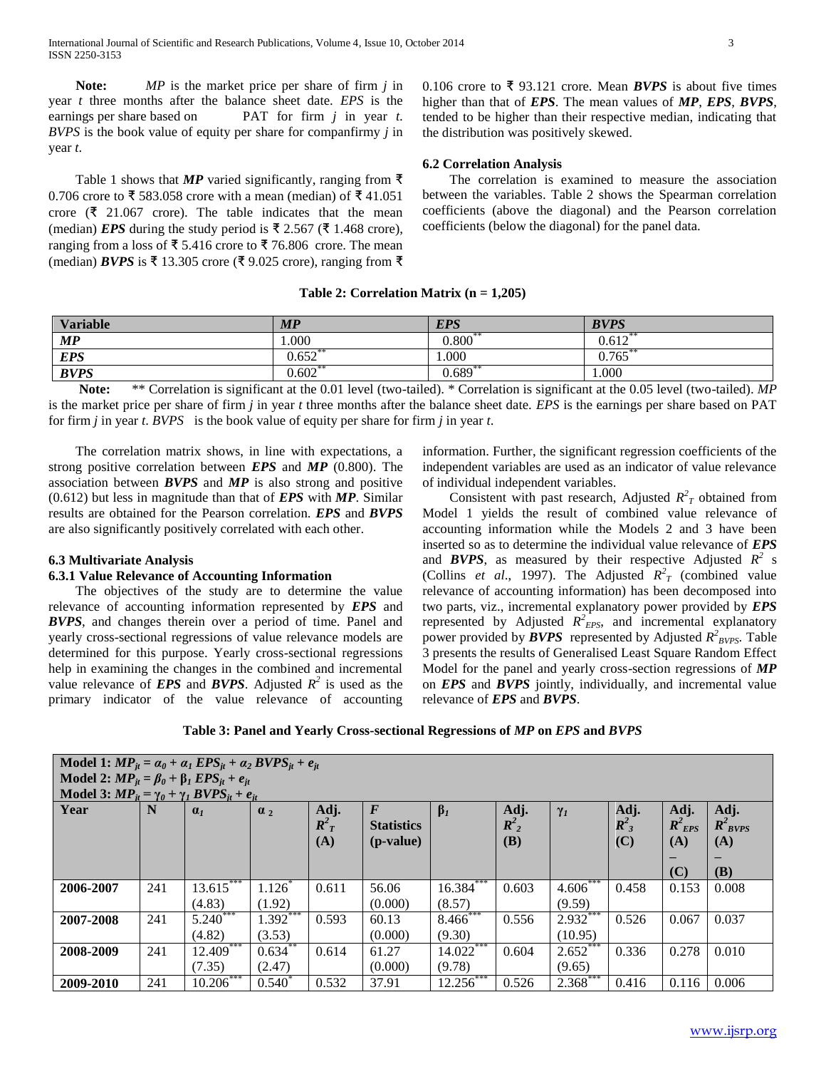**Note:** *MP* is the market price per share of firm *j* in year *t* three months after the balance sheet date. *EPS* is the earnings per share based on PAT for firm *j* in year *t*. *BVPS* is the book value of equity per share for companfirmy *j* in year *t*.

Table 1 shows that ***MP*** varied significantly, ranging from ₹ 0.706 crore to ₹ 583.058 crore with a mean (median) of ₹ 41.051 crore (₹ 21.067 crore). The table indicates that the mean (median) ***EPS*** during the study period is ₹ 2.567 (₹ 1.468 crore), ranging from a loss of ₹ 5.416 crore to ₹ 76.806 crore. The mean (median) ***BVPS*** is ₹ 13.305 crore (₹ 9.025 crore), ranging from ₹ 0.106 crore to ₹ 93.121 crore. Mean ***BVPS*** is about five times higher than that of ***EPS***. The mean values of ***MP***, ***EPS***, ***BVPS***, tended to be higher than their respective median, indicating that the distribution was positively skewed.

### 6.2 Correlation Analysis

The correlation is examined to measure the association between the variables. Table 2 shows the Spearman correlation coefficients (above the diagonal) and the Pearson correlation coefficients (below the diagonal) for the panel data.

**Table 2: Correlation Matrix (n = 1,205)**

| Variable | *MP* | *EPS* | *BVPS* |
|---|---|---|---|
| ***MP*** | 1.000 | 0.800** | 0.612** |
| ***EPS*** | 0.652** | 1.000 | 0.765** |
| ***BVPS*** | 0.602** | 0.689** | 1.000 |

**Note:** ** Correlation is significant at the 0.01 level (two-tailed). * Correlation is significant at the 0.05 level (two-tailed). *MP* is the market price per share of firm *j* in year *t* three months after the balance sheet date. *EPS* is the earnings per share based on PAT for firm *j* in year *t*. *BVPS* is the book value of equity per share for firm *j* in year *t*.

The correlation matrix shows, in line with expectations, a strong positive correlation between ***EPS*** and ***MP*** (0.800). The association between ***BVPS*** and ***MP*** is also strong and positive (0.612) but less in magnitude than that of ***EPS*** with ***MP***. Similar results are obtained for the Pearson correlation. ***EPS*** and ***BVPS*** are also significantly positively correlated with each other.

### 6.3 Multivariate Analysis

#### 6.3.1 Value Relevance of Accounting Information

The objectives of the study are to determine the value relevance of accounting information represented by ***EPS*** and ***BVPS***, and changes therein over a period of time. Panel and yearly cross-sectional regressions of value relevance models are determined for this purpose. Yearly cross-sectional regressions help in examining the changes in the combined and incremental value relevance of ***EPS*** and ***BVPS***. Adjusted $R^2$ is used as the primary indicator of the value relevance of accounting information. Further, the significant regression coefficients of the independent variables are used as an indicator of value relevance of individual independent variables.

Consistent with past research, Adjusted $R^2_T$ obtained from Model 1 yields the result of combined value relevance of accounting information while the Models 2 and 3 have been inserted so as to determine the individual value relevance of ***EPS*** and ***BVPS***, as measured by their respective Adjusted $R^2$ s (Collins *et al*., 1997). The Adjusted $R^2_T$ (combined value relevance of accounting information) has been decomposed into two parts, viz., incremental explanatory power provided by ***EPS*** represented by Adjusted $R^2_{EPS}$, and incremental explanatory power provided by ***BVPS*** represented by Adjusted $R^2_{BVPS}$. Table 3 presents the results of Generalised Least Square Random Effect Model for the panel and yearly cross-section regressions of ***MP*** on ***EPS*** and ***BVPS*** jointly, individually, and incremental value relevance of ***EPS*** and ***BVPS***.

**Table 3: Panel and Yearly Cross-sectional Regressions of *MP* on *EPS* and *BVPS***

Model 1: $MP_{jt} = \alpha_0 + \alpha_1 EPS_{jt} + \alpha_2 BVPS_{jt} + e_{jt}$
Model 2: $MP_{jt} = \beta_0 + \beta_1 EPS_{jt} + e_{jt}$
Model 3: $MP_{jt} = \gamma_0 + \gamma_1 BVPS_{jt} + e_{jt}$

| Year | N | $\alpha_1$ | $\alpha_2$ | Adj. $R^2_T$ (A) | *F* Statistics (p-value) | $\beta_1$ | Adj. $R^2_2$ (B) | $\gamma_1$ | Adj. $R^2_3$ (C) | Adj. $R^2_{EPS}$ (A) – (C) | Adj. $R^2_{BVPS}$ (A) – (B) |
|---|---|---|---|---|---|---|---|---|---|---|---|
| **2006-2007** | 241 | 13.615*** (4.83) | 1.126* (1.92) | 0.611 | 56.06 (0.000) | 16.384*** (8.57) | 0.603 | 4.606*** (9.59) | 0.458 | 0.153 | 0.008 |
| **2007-2008** | 241 | 5.240*** (4.82) | 1.392*** (3.53) | 0.593 | 60.13 (0.000) | 8.466*** (9.30) | 0.556 | 2.932*** (10.95) | 0.526 | 0.067 | 0.037 |
| **2008-2009** | 241 | 12.409*** (7.35) | 0.634** (2.47) | 0.614 | 61.27 (0.000) | 14.022*** (9.78) | 0.604 | 2.652*** (9.65) | 0.336 | 0.278 | 0.010 |
| **2009-2010** | 241 | 10.206*** | 0.540* | 0.532 | 37.91 | 12.256*** | 0.526 | 2.368*** | 0.416 | 0.116 | 0.006 |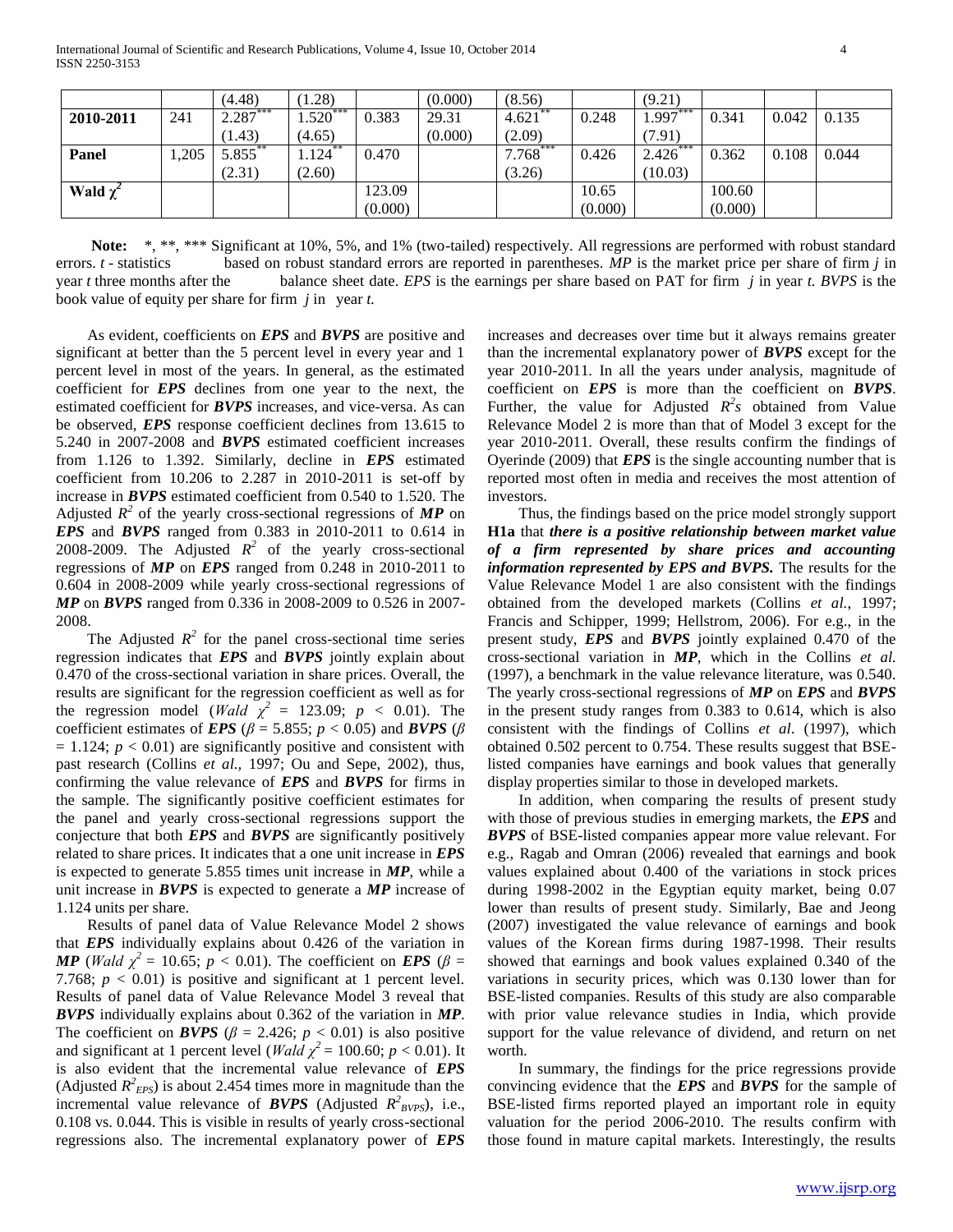| | | (4.48) | (1.28) | | (0.000) | (8.56) | | (9.21) | | | |
|---|---|---|---|---|---|---|---|---|---|---|---|
| **2010-2011** | 241 | 2.287*** | 1.520*** | 0.383 | 29.31 | 4.621** | 0.248 | 1.997*** | 0.341 | 0.042 | 0.135 |
| | | (1.43) | (4.65) | | (0.000) | (2.09) | | (7.91) | | | |
| **Panel** | 1,205 | 5.855** | 1.124** | 0.470 | | 7.768*** | 0.426 | 2.426*** | 0.362 | 0.108 | 0.044 |
| | | (2.31) | (2.60) | | | (3.26) | | (10.03) | | | |
| **Wald $\chi^2$** | | | | 123.09 | | | 10.65 | | 100.60 | | |
| | | | | (0.000) | | | (0.000) | | (0.000) | | |

**Note:** *, **, *** Significant at 10%, 5%, and 1% (two-tailed) respectively. All regressions are performed with robust standard errors. *t* - statistics based on robust standard errors are reported in parentheses. *MP* is the market price per share of firm *j* in year *t* three months after the balance sheet date. *EPS* is the earnings per share based on PAT for firm *j* in year *t.* *BVPS* is the book value of equity per share for firm *j* in year *t.*

As evident, coefficients on ***EPS*** and ***BVPS*** are positive and significant at better than the 5 percent level in every year and 1 percent level in most of the years. In general, as the estimated coefficient for ***EPS*** declines from one year to the next, the estimated coefficient for ***BVPS*** increases, and vice-versa. As can be observed, ***EPS*** response coefficient declines from 13.615 to 5.240 in 2007-2008 and ***BVPS*** estimated coefficient increases from 1.126 to 1.392. Similarly, decline in ***EPS*** estimated coefficient from 10.206 to 2.287 in 2010-2011 is set-off by increase in ***BVPS*** estimated coefficient from 0.540 to 1.520. The Adjusted $R^2$ of the yearly cross-sectional regressions of ***MP*** on ***EPS*** and ***BVPS*** ranged from 0.383 in 2010-2011 to 0.614 in 2008-2009. The Adjusted $R^2$ of the yearly cross-sectional regressions of ***MP*** on ***EPS*** ranged from 0.248 in 2010-2011 to 0.604 in 2008-2009 while yearly cross-sectional regressions of ***MP*** on ***BVPS*** ranged from 0.336 in 2008-2009 to 0.526 in 2007-2008.

The Adjusted $R^2$ for the panel cross-sectional time series regression indicates that ***EPS*** and ***BVPS*** jointly explain about 0.470 of the cross-sectional variation in share prices. Overall, the results are significant for the regression coefficient as well as for the regression model (*Wald* $\chi^2$ = 123.09; $p < 0.01$). The coefficient estimates of ***EPS*** ($\beta$ = 5.855; $p < 0.05$) and ***BVPS*** ($\beta$ = 1.124; $p < 0.01$) are significantly positive and consistent with past research (Collins *et al.*, 1997; Ou and Sepe, 2002), thus, confirming the value relevance of ***EPS*** and ***BVPS*** for firms in the sample. The significantly positive coefficient estimates for the panel and yearly cross-sectional regressions support the conjecture that both ***EPS*** and ***BVPS*** are significantly positively related to share prices. It indicates that a one unit increase in ***EPS*** is expected to generate 5.855 times unit increase in ***MP***, while a unit increase in ***BVPS*** is expected to generate a ***MP*** increase of 1.124 units per share.

Results of panel data of Value Relevance Model 2 shows that ***EPS*** individually explains about 0.426 of the variation in ***MP*** (*Wald* $\chi^2$ = 10.65; $p < 0.01$). The coefficient on ***EPS*** ($\beta$ = 7.768; $p < 0.01$) is positive and significant at 1 percent level. Results of panel data of Value Relevance Model 3 reveal that ***BVPS*** individually explains about 0.362 of the variation in ***MP***. The coefficient on ***BVPS*** ($\beta$ = 2.426; $p < 0.01$) is also positive and significant at 1 percent level (*Wald* $\chi^2$ = 100.60; $p < 0.01$). It is also evident that the incremental value relevance of ***EPS*** (Adjusted $R^2_{EPS}$) is about 2.454 times more in magnitude than the incremental value relevance of ***BVPS*** (Adjusted $R^2_{BVPS}$), i.e., 0.108 vs. 0.044. This is visible in results of yearly cross-sectional regressions also. The incremental explanatory power of ***EPS*** increases and decreases over time but it always remains greater than the incremental explanatory power of ***BVPS*** except for the year 2010-2011. In all the years under analysis, magnitude of coefficient on ***EPS*** is more than the coefficient on ***BVPS***. Further, the value for Adjusted $R^2s$ obtained from Value Relevance Model 2 is more than that of Model 3 except for the year 2010-2011. Overall, these results confirm the findings of Oyerinde (2009) that ***EPS*** is the single accounting number that is reported most often in media and receives the most attention of investors.

Thus, the findings based on the price model strongly support **H1a** that ***there is a positive relationship between market value of a firm represented by share prices and accounting information represented by EPS and BVPS.*** The results for the Value Relevance Model 1 are also consistent with the findings obtained from the developed markets (Collins *et al.*, 1997; Francis and Schipper, 1999; Hellstrom, 2006). For e.g., in the present study, ***EPS*** and ***BVPS*** jointly explained 0.470 of the cross-sectional variation in ***MP***, which in the Collins *et al.* (1997), a benchmark in the value relevance literature, was 0.540. The yearly cross-sectional regressions of ***MP*** on ***EPS*** and ***BVPS*** in the present study ranges from 0.383 to 0.614, which is also consistent with the findings of Collins *et al*. (1997), which obtained 0.502 percent to 0.754. These results suggest that BSE-listed companies have earnings and book values that generally display properties similar to those in developed markets.

In addition, when comparing the results of present study with those of previous studies in emerging markets, the ***EPS*** and ***BVPS*** of BSE-listed companies appear more value relevant. For e.g., Ragab and Omran (2006) revealed that earnings and book values explained about 0.400 of the variations in stock prices during 1998-2002 in the Egyptian equity market, being 0.07 lower than results of present study. Similarly, Bae and Jeong (2007) investigated the value relevance of earnings and book values of the Korean firms during 1987-1998. Their results showed that earnings and book values explained 0.340 of the variations in security prices, which was 0.130 lower than for BSE-listed companies. Results of this study are also comparable with prior value relevance studies in India, which provide support for the value relevance of dividend, and return on net worth.

In summary, the findings for the price regressions provide convincing evidence that the ***EPS*** and ***BVPS*** for the sample of BSE-listed firms reported played an important role in equity valuation for the period 2006-2010. The results confirm with those found in mature capital markets. Interestingly, the results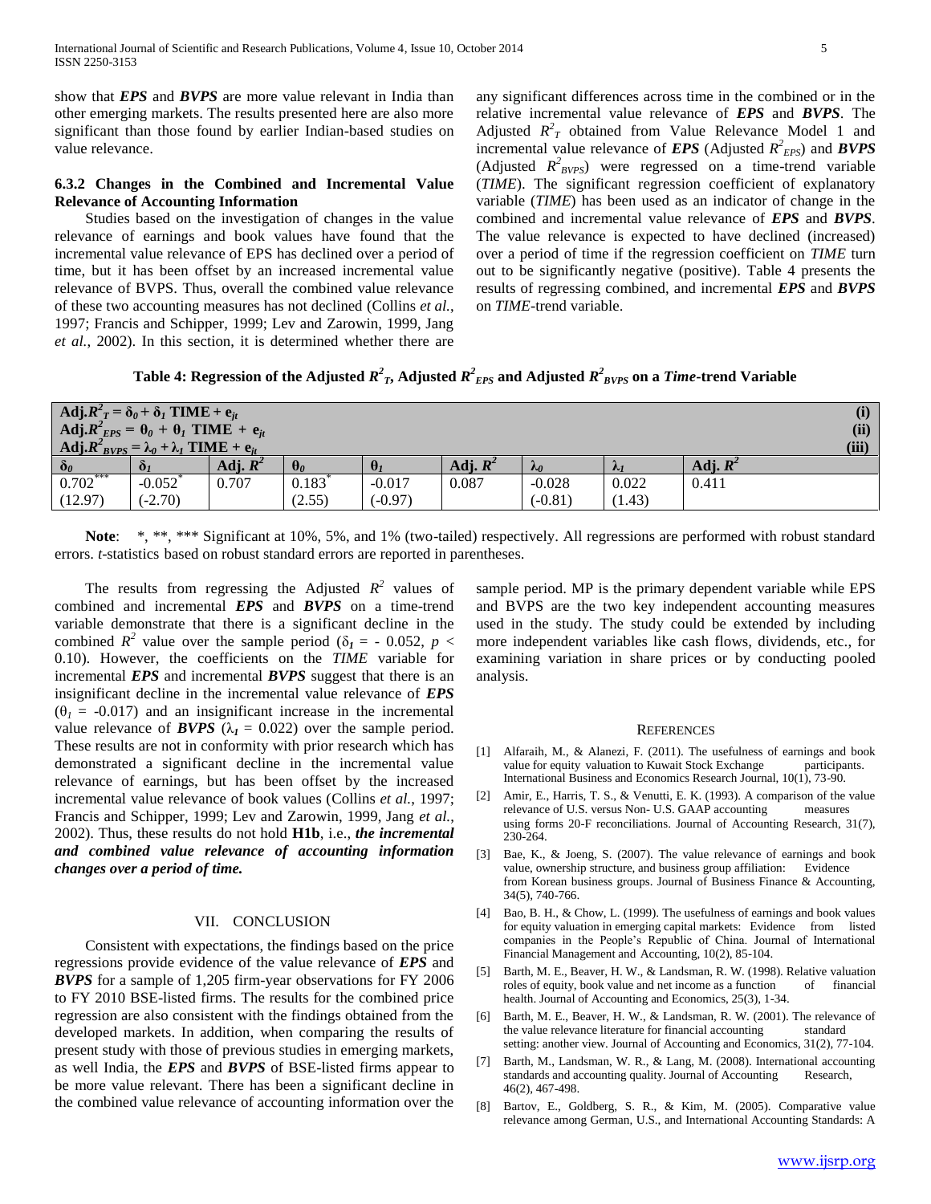show that ***EPS*** and ***BVPS*** are more value relevant in India than other emerging markets. The results presented here are also more significant than those found by earlier Indian-based studies on value relevance.

### 6.3.2 Changes in the Combined and Incremental Value Relevance of Accounting Information

Studies based on the investigation of changes in the value relevance of earnings and book values have found that the incremental value relevance of EPS has declined over a period of time, but it has been offset by an increased incremental value relevance of BVPS. Thus, overall the combined value relevance of these two accounting measures has not declined (Collins *et al.*, 1997; Francis and Schipper, 1999; Lev and Zarowin, 1999, Jang *et al.*, 2002). In this section, it is determined whether there are any significant differences across time in the combined or in the relative incremental value relevance of ***EPS*** and ***BVPS***. The Adjusted $R^2_T$ obtained from Value Relevance Model 1 and incremental value relevance of ***EPS*** (Adjusted $R^2_{EPS}$) and ***BVPS*** (Adjusted $R^2_{BVPS}$) were regressed on a time-trend variable (*TIME*). The significant regression coefficient of explanatory variable (*TIME*) has been used as an indicator of change in the combined and incremental value relevance of ***EPS*** and ***BVPS***. The value relevance is expected to have declined (increased) over a period of time if the regression coefficient on *TIME* turn out to be significantly negative (positive). Table 4 presents the results of regressing combined, and incremental ***EPS*** and ***BVPS*** on *TIME*-trend variable.

**Table 4: Regression of the Adjusted $R^2_T$, Adjusted $R^2_{EPS}$ and Adjusted $R^2_{BVPS}$ on a *Time*-trend Variable**

$$\text{Adj.}R^2_T = \delta_0 + \delta_1 \text{ TIME} + e_{jt} \quad \text{(i)}$$
$$\text{Adj.}R^2_{EPS} = \theta_0 + \theta_1 \text{ TIME} + e_{jt} \quad \text{(ii)}$$
$$\text{Adj.}R^2_{BVPS} = \lambda_0 + \lambda_1 \text{ TIME} + e_{jt} \quad \text{(iii)}$$

| $\delta_0$ | $\delta_1$ | Adj. $R^2$ | $\theta_0$ | $\theta_1$ | Adj. $R^2$ | $\lambda_0$ | $\lambda_1$ | Adj. $R^2$ |
|---|---|---|---|---|---|---|---|---|
| 0.702*** | -0.052* | 0.707 | 0.183* | -0.017 | 0.087 | -0.028 | 0.022 | 0.411 |
| (12.97) | (-2.70) | | (2.55) | (-0.97) | | (-0.81) | (1.43) | |

**Note**: *, **, *** Significant at 10%, 5%, and 1% (two-tailed) respectively. All regressions are performed with robust standard errors. *t*-statistics based on robust standard errors are reported in parentheses.

The results from regressing the Adjusted $R^2$ values of combined and incremental ***EPS*** and ***BVPS*** on a time-trend variable demonstrate that there is a significant decline in the combined $R^2$ value over the sample period ($\delta_1$ = - 0.052, $p <$ 0.10). However, the coefficients on the *TIME* variable for incremental ***EPS*** and incremental ***BVPS*** suggest that there is an insignificant decline in the incremental value relevance of ***EPS*** ($\theta_1$ = -0.017) and an insignificant increase in the incremental value relevance of ***BVPS*** ($\lambda_1$ = 0.022) over the sample period. These results are not in conformity with prior research which has demonstrated a significant decline in the incremental value relevance of earnings, but has been offset by the increased incremental value relevance of book values (Collins *et al.*, 1997; Francis and Schipper, 1999; Lev and Zarowin, 1999, Jang *et al.*, 2002). Thus, these results do not hold **H1b**, i.e., ***the incremental and combined value relevance of accounting information changes over a period of time.***

## VII. CONCLUSION

Consistent with expectations, the findings based on the price regressions provide evidence of the value relevance of ***EPS*** and ***BVPS*** for a sample of 1,205 firm-year observations for FY 2006 to FY 2010 BSE-listed firms. The results for the combined price regression are also consistent with the findings obtained from the developed markets. In addition, when comparing the results of present study with those of previous studies in emerging markets, as well India, the ***EPS*** and ***BVPS*** of BSE-listed firms appear to be more value relevant. There has been a significant decline in the combined value relevance of accounting information over the sample period. MP is the primary dependent variable while EPS and BVPS are the two key independent accounting measures used in the study. The study could be extended by including more independent variables like cash flows, dividends, etc., for examining variation in share prices or by conducting pooled analysis.

## REFERENCES

[1] Alfaraih, M., & Alanezi, F. (2011). The usefulness of earnings and book value for equity valuation to Kuwait Stock Exchange participants. International Business and Economics Research Journal, 10(1), 73-90.

[2] Amir, E., Harris, T. S., & Venutti, E. K. (1993). A comparison of the value relevance of U.S. versus Non- U.S. GAAP accounting measures using forms 20-F reconciliations. Journal of Accounting Research, 31(7), 230-264.

[3] Bae, K., & Joeng, S. (2007). The value relevance of earnings and book value, ownership structure, and business group affiliation: Evidence from Korean business groups. Journal of Business Finance & Accounting, 34(5), 740-766.

[4] Bao, B. H., & Chow, L. (1999). The usefulness of earnings and book values for equity valuation in emerging capital markets: Evidence from listed companies in the People's Republic of China. Journal of International Financial Management and Accounting, 10(2), 85-104.

[5] Barth, M. E., Beaver, H. W., & Landsman, R. W. (1998). Relative valuation roles of equity, book value and net income as a function of financial health. Journal of Accounting and Economics, 25(3), 1-34.

[6] Barth, M. E., Beaver, H. W., & Landsman, R. W. (2001). The relevance of the value relevance literature for financial accounting standard setting: another view. Journal of Accounting and Economics, 31(2), 77-104.

[7] Barth, M., Landsman, W. R., & Lang, M. (2008). International accounting standards and accounting quality. Journal of Accounting Research, 46(2), 467-498.

[8] Bartov, E., Goldberg, S. R., & Kim, M. (2005). Comparative value relevance among German, U.S., and International Accounting Standards: A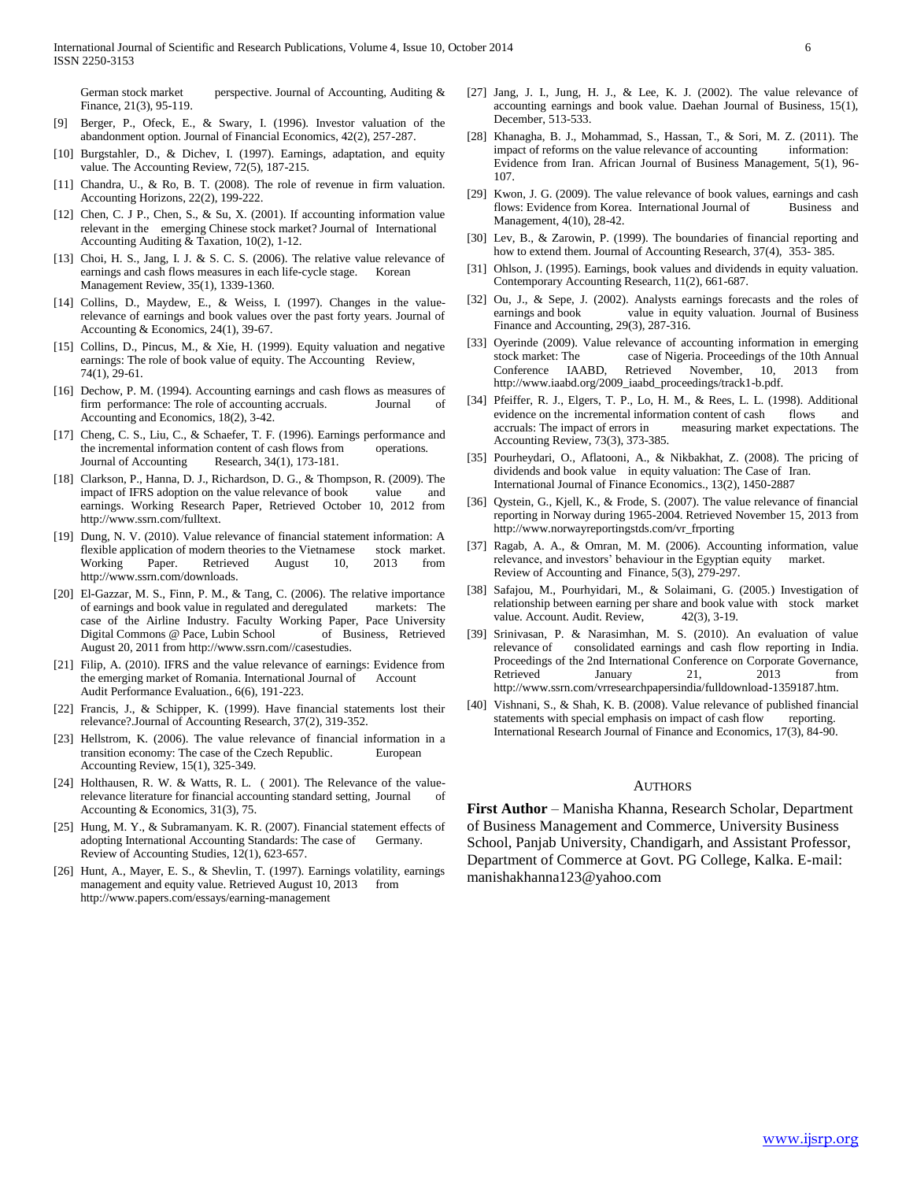German stock market perspective. Journal of Accounting, Auditing & Finance, 21(3), 95-119.

[9] Berger, P., Ofeck, E., & Swary, I. (1996). Investor valuation of the abandonment option. Journal of Financial Economics, 42(2), 257-287.

[10] Burgstahler, D., & Dichev, I. (1997). Earnings, adaptation, and equity value. The Accounting Review, 72(5), 187-215.

[11] Chandra, U., & Ro, B. T. (2008). The role of revenue in firm valuation. Accounting Horizons, 22(2), 199-222.

[12] Chen, C. J P., Chen, S., & Su, X. (2001). If accounting information value relevant in the emerging Chinese stock market? Journal of International Accounting Auditing & Taxation, 10(2), 1-12.

[13] Choi, H. S., Jang, I. J. & S. C. S. (2006). The relative value relevance of earnings and cash flows measures in each life-cycle stage. Korean Management Review, 35(1), 1339-1360.

[14] Collins, D., Maydew, E., & Weiss, I. (1997). Changes in the value-relevance of earnings and book values over the past forty years. Journal of Accounting & Economics, 24(1), 39-67.

[15] Collins, D., Pincus, M., & Xie, H. (1999). Equity valuation and negative earnings: The role of book value of equity. The Accounting Review, 74(1), 29-61.

[16] Dechow, P. M. (1994). Accounting earnings and cash flows as measures of firm performance: The role of accounting accruals. Journal of Accounting and Economics, 18(2), 3-42.

[17] Cheng, C. S., Liu, C., & Schaefer, T. F. (1996). Earnings performance and the incremental information content of cash flows from operations. Journal of Accounting Research, 34(1), 173-181.

[18] Clarkson, P., Hanna, D. J., Richardson, D. G., & Thompson, R. (2009). The impact of IFRS adoption on the value relevance of book value and earnings. Working Research Paper, Retrieved October 10, 2012 from http://www.ssrn.com/fulltext.

[19] Dung, N. V. (2010). Value relevance of financial statement information: A flexible application of modern theories to the Vietnamese stock market. Working Paper. Retrieved August 10, 2013 from http://www.ssrn.com/downloads.

[20] El-Gazzar, M. S., Finn, P. M., & Tang, C. (2006). The relative importance of earnings and book value in regulated and deregulated markets: The case of the Airline Industry. Faculty Working Paper, Pace University Digital Commons @ Pace, Lubin School of Business, Retrieved August 20, 2011 from http://www.ssrn.com//casestudies.

[21] Filip, A. (2010). IFRS and the value relevance of earnings: Evidence from the emerging market of Romania. International Journal of Account Audit Performance Evaluation., 6(6), 191-223.

[22] Francis, J., & Schipper, K. (1999). Have financial statements lost their relevance?.Journal of Accounting Research, 37(2), 319-352.

[23] Hellstrom, K. (2006). The value relevance of financial information in a transition economy: The case of the Czech Republic. European Accounting Review, 15(1), 325-349.

[24] Holthausen, R. W. & Watts, R. L. ( 2001). The Relevance of the value-relevance literature for financial accounting standard setting, Journal of Accounting & Economics, 31(3), 75.

[25] Hung, M. Y., & Subramanyam. K. R. (2007). Financial statement effects of adopting International Accounting Standards: The case of Germany. Review of Accounting Studies, 12(1), 623-657.

[26] Hunt, A., Mayer, E. S., & Shevlin, T. (1997). Earnings volatility, earnings management and equity value. Retrieved August 10, 2013 from http://www.papers.com/essays/earning-management

[27] Jang, J. I., Jung, H. J., & Lee, K. J. (2002). The value relevance of accounting earnings and book value. Daehan Journal of Business, 15(1), December, 513-533.

[28] Khanagha, B. J., Mohammad, S., Hassan, T., & Sori, M. Z. (2011). The impact of reforms on the value relevance of accounting information: Evidence from Iran. African Journal of Business Management, 5(1), 96-107.

[29] Kwon, J. G. (2009). The value relevance of book values, earnings and cash flows: Evidence from Korea. International Journal of Business and Management, 4(10), 28-42.

[30] Lev, B., & Zarowin, P. (1999). The boundaries of financial reporting and how to extend them. Journal of Accounting Research, 37(4), 353- 385.

[31] Ohlson, J. (1995). Earnings, book values and dividends in equity valuation. Contemporary Accounting Research, 11(2), 661-687.

[32] Ou, J., & Sepe, J. (2002). Analysts earnings forecasts and the roles of earnings and book value in equity valuation. Journal of Business Finance and Accounting, 29(3), 287-316.

[33] Oyerinde (2009). Value relevance of accounting information in emerging stock market: The case of Nigeria. Proceedings of the 10th Annual Conference IAABD, Retrieved November, 10, 2013 from http://www.iaabd.org/2009_iaabd_proceedings/track1-b.pdf.

[34] Pfeiffer, R. J., Elgers, T. P., Lo, H. M., & Rees, L. L. (1998). Additional evidence on the incremental information content of cash flows and accruals: The impact of errors in measuring market expectations. The Accounting Review, 73(3), 373-385.

[35] Pourheydari, O., Aflatooni, A., & Nikbakhat, Z. (2008). The pricing of dividends and book value in equity valuation: The Case of Iran. International Journal of Finance Economics., 13(2), 1450-2887

[36] Qystein, G., Kjell, K., & Frode, S. (2007). The value relevance of financial reporting in Norway during 1965-2004. Retrieved November 15, 2013 from http://www.norwayreportingstds.com/vr_frporting

[37] Ragab, A. A., & Omran, M. M. (2006). Accounting information, value relevance, and investors' behaviour in the Egyptian equity market. Review of Accounting and Finance, 5(3), 279-297.

[38] Safajou, M., Pourhyidari, M., & Solaimani, G. (2005.) Investigation of relationship between earning per share and book value with stock market value. Account. Audit. Review, 42(3), 3-19.

[39] Srinivasan, P. & Narasimhan, M. S. (2010). An evaluation of value relevance of consolidated earnings and cash flow reporting in India. Proceedings of the 2nd International Conference on Corporate Governance, Retrieved January 21, 2013 from http://www.ssrn.com/vrresearchpapersindia/fulldownload-1359187.htm.

[40] Vishnani, S., & Shah, K. B. (2008). Value relevance of published financial statements with special emphasis on impact of cash flow reporting. International Research Journal of Finance and Economics, 17(3), 84-90.

## Authors

**First Author** – Manisha Khanna, Research Scholar, Department of Business Management and Commerce, University Business School, Panjab University, Chandigarh, and Assistant Professor, Department of Commerce at Govt. PG College, Kalka. E-mail: manishakhanna123@yahoo.com